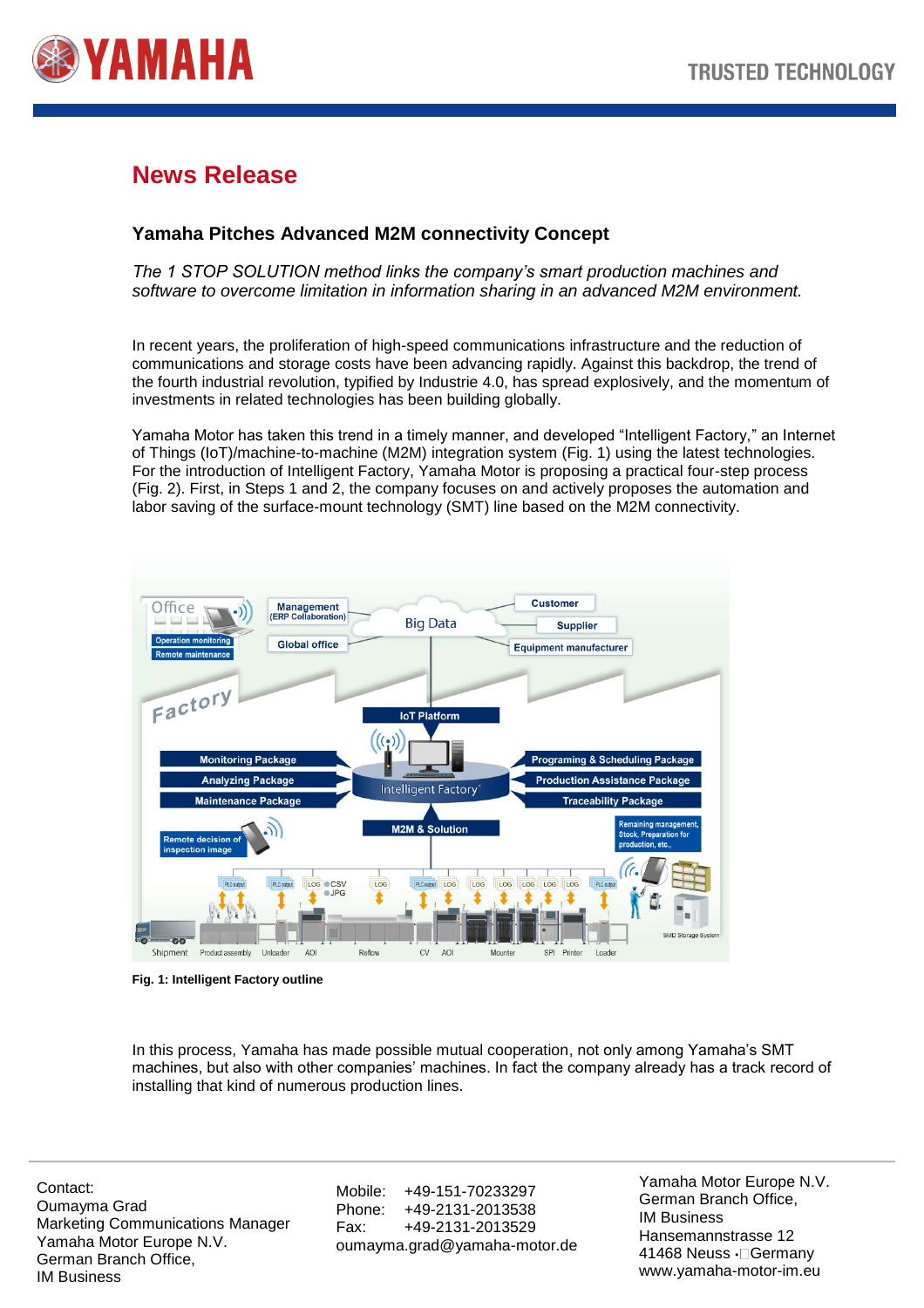## News Release

### Yamaha Pitches Advanced M2M connectivity Concept

*The 1 STOP SOLUTION method links the company's smart production machines and software to overcome limitation in information sharing in an advanced M2M environment.*

In recent years, the proliferation of high-speed communications infrastructure and the reduction of communications and storage costs have been advancing rapidly. Against this backdrop, the trend of the fourth industrial revolution, typified by Industrie 4.0, has spread explosively, and the momentum of investments in related technologies has been building globally.

Yamaha Motor has taken this trend in a timely manner, and developed "Intelligent Factory," an Internet of Things (IoT)/machine-to-machine (M2M) integration system (Fig. 1) using the latest technologies. For the introduction of Intelligent Factory, Yamaha Motor is proposing a practical four-step process (Fig. 2). First, in Steps 1 and 2, the company focuses on and actively proposes the automation and labor saving of the surface-mount technology (SMT) line based on the M2M connectivity.

**Fig. 1: Intelligent Factory outline**

In this process, Yamaha has made possible mutual cooperation, not only among Yamaha's SMT machines, but also with other companies' machines. In fact the company already has a track record of installing that kind of numerous production lines.

Contact:
Oumayma Grad
Marketing Communications Manager
Yamaha Motor Europe N.V.
German Branch Office,
IM Business

Mobile: +49-151-70233297
Phone: +49-2131-2013538
Fax: +49-2131-2013529
oumayma.grad@yamaha-motor.de

Yamaha Motor Europe N.V.
German Branch Office,
IM Business
Hansemannstrasse 12
41468 Neuss · Germany
www.yamaha-motor-im.eu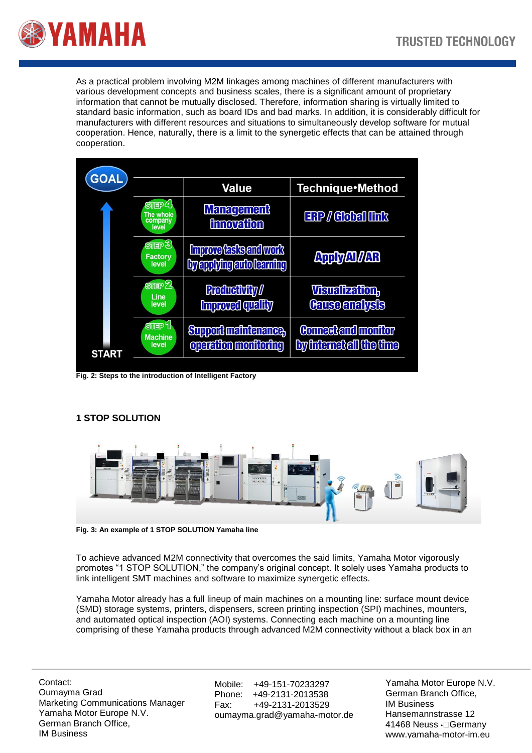As a practical problem involving M2M linkages among machines of different manufacturers with various development concepts and business scales, there is a significant amount of proprietary information that cannot be mutually disclosed. Therefore, information sharing is virtually limited to standard basic information, such as board IDs and bad marks. In addition, it is considerably difficult for manufacturers with different resources and situations to simultaneously develop software for mutual cooperation. Hence, naturally, there is a limit to the synergetic effects that can be attained through cooperation.

| | Value | Technique•Method |
|---|---|---|
| STEP 4 The whole company level | Management innovation | ERP / Global link |
| STEP 3 Factory level | Improve tasks and work by applying auto learning | Apply AI / AR |
| STEP 2 Line level | Productivity / Improved quality | Visualization, Cause analysis |
| STEP 1 Machine level | Support maintenance, operation monitoring | Connect and monitor by internet all the time |

GOAL ↑ START

Fig. 2: Steps to the introduction of Intelligent Factory

## 1 STOP SOLUTION

Fig. 3: An example of 1 STOP SOLUTION Yamaha line

To achieve advanced M2M connectivity that overcomes the said limits, Yamaha Motor vigorously promotes “1 STOP SOLUTION,” the company’s original concept. It solely uses Yamaha products to link intelligent SMT machines and software to maximize synergetic effects.

Yamaha Motor already has a full lineup of main machines on a mounting line: surface mount device (SMD) storage systems, printers, dispensers, screen printing inspection (SPI) machines, mounters, and automated optical inspection (AOI) systems. Connecting each machine on a mounting line comprising of these Yamaha products through advanced M2M connectivity without a black box in an

Contact:
Oumayma Grad
Marketing Communications Manager
Yamaha Motor Europe N.V.
German Branch Office,
IM Business

Mobile: +49-151-70233297
Phone: +49-2131-2013538
Fax: +49-2131-2013529
oumayma.grad@yamaha-motor.de

Yamaha Motor Europe N.V.
German Branch Office,
IM Business
Hansemannstrasse 12
41468 Neuss · Germany
www.yamaha-motor-im.eu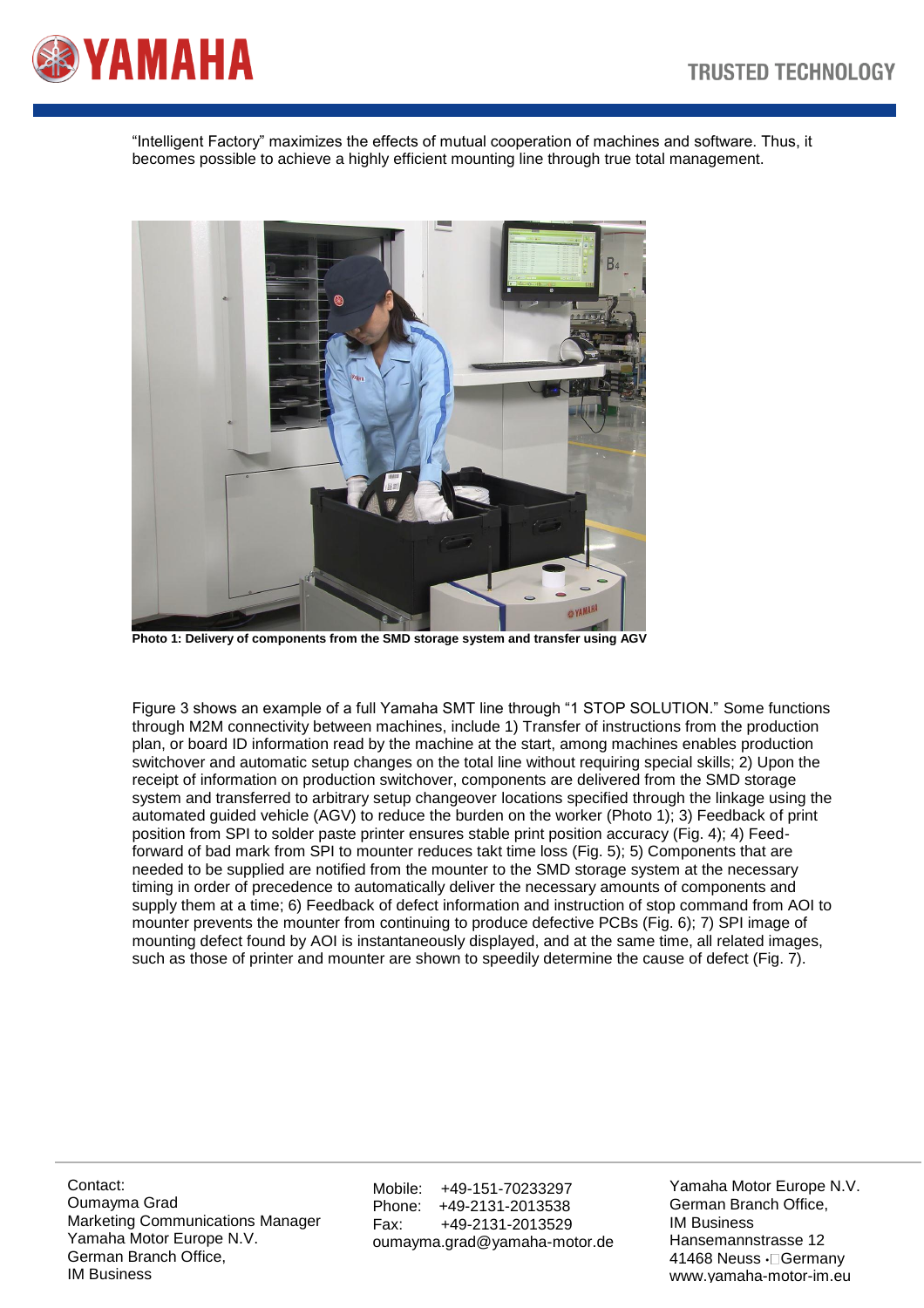“Intelligent Factory” maximizes the effects of mutual cooperation of machines and software. Thus, it becomes possible to achieve a highly efficient mounting line through true total management.

**Photo 1: Delivery of components from the SMD storage system and transfer using AGV**

Figure 3 shows an example of a full Yamaha SMT line through “1 STOP SOLUTION.” Some functions through M2M connectivity between machines, include 1) Transfer of instructions from the production plan, or board ID information read by the machine at the start, among machines enables production switchover and automatic setup changes on the total line without requiring special skills; 2) Upon the receipt of information on production switchover, components are delivered from the SMD storage system and transferred to arbitrary setup changeover locations specified through the linkage using the automated guided vehicle (AGV) to reduce the burden on the worker (Photo 1); 3) Feedback of print position from SPI to solder paste printer ensures stable print position accuracy (Fig. 4); 4) Feed-forward of bad mark from SPI to mounter reduces takt time loss (Fig. 5); 5) Components that are needed to be supplied are notified from the mounter to the SMD storage system at the necessary timing in order of precedence to automatically deliver the necessary amounts of components and supply them at a time; 6) Feedback of defect information and instruction of stop command from AOI to mounter prevents the mounter from continuing to produce defective PCBs (Fig. 6); 7) SPI image of mounting defect found by AOI is instantaneously displayed, and at the same time, all related images, such as those of printer and mounter are shown to speedily determine the cause of defect (Fig. 7).

Contact:
Oumayma Grad
Marketing Communications Manager
Yamaha Motor Europe N.V.
German Branch Office,
IM Business

Mobile: +49-151-70233297
Phone: +49-2131-2013538
Fax: +49-2131-2013529
oumayma.grad@yamaha-motor.de

Yamaha Motor Europe N.V.
German Branch Office,
IM Business
Hansemannstrasse 12
41468 Neuss · Germany
www.yamaha-motor-im.eu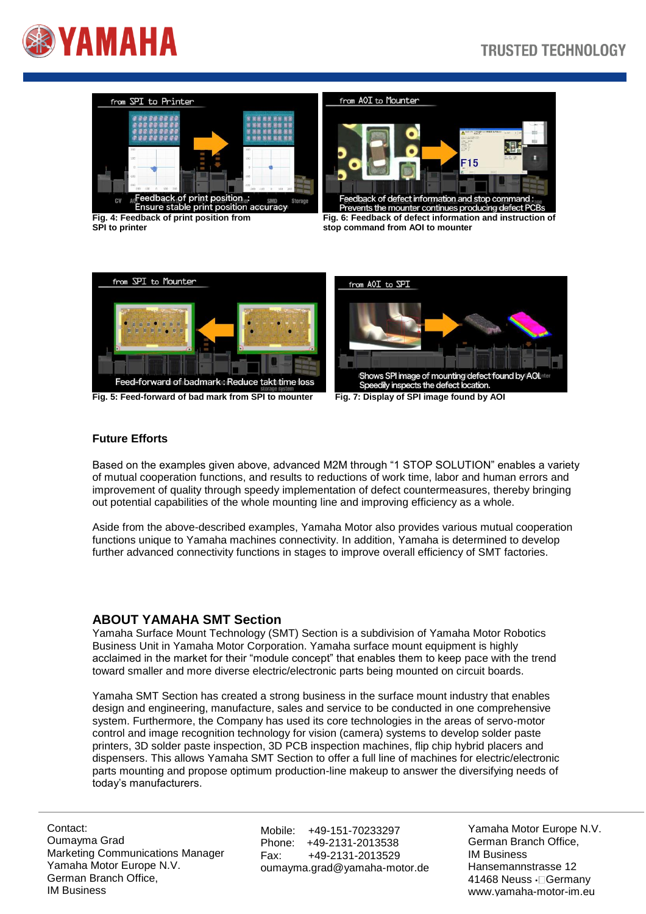Fig. 4: Feedback of print position from SPI to printer

Fig. 6: Feedback of defect information and instruction of stop command from AOI to mounter

Fig. 5: Feed-forward of bad mark from SPI to mounter

Fig. 7: Display of SPI image found by AOI

### Future Efforts

Based on the examples given above, advanced M2M through “1 STOP SOLUTION” enables a variety of mutual cooperation functions, and results to reductions of work time, labor and human errors and improvement of quality through speedy implementation of defect countermeasures, thereby bringing out potential capabilities of the whole mounting line and improving efficiency as a whole.

Aside from the above-described examples, Yamaha Motor also provides various mutual cooperation functions unique to Yamaha machines connectivity. In addition, Yamaha is determined to develop further advanced connectivity functions in stages to improve overall efficiency of SMT factories.

## ABOUT YAMAHA SMT Section

Yamaha Surface Mount Technology (SMT) Section is a subdivision of Yamaha Motor Robotics Business Unit in Yamaha Motor Corporation. Yamaha surface mount equipment is highly acclaimed in the market for their “module concept” that enables them to keep pace with the trend toward smaller and more diverse electric/electronic parts being mounted on circuit boards.

Yamaha SMT Section has created a strong business in the surface mount industry that enables design and engineering, manufacture, sales and service to be conducted in one comprehensive system. Furthermore, the Company has used its core technologies in the areas of servo-motor control and image recognition technology for vision (camera) systems to develop solder paste printers, 3D solder paste inspection, 3D PCB inspection machines, flip chip hybrid placers and dispensers. This allows Yamaha SMT Section to offer a full line of machines for electric/electronic parts mounting and propose optimum production-line makeup to answer the diversifying needs of today’s manufacturers.

Contact:
Oumayma Grad
Marketing Communications Manager
Yamaha Motor Europe N.V.
German Branch Office,
IM Business

Mobile: +49-151-70233297
Phone: +49-2131-2013538
Fax: +49-2131-2013529
oumayma.grad@yamaha-motor.de

Yamaha Motor Europe N.V.
German Branch Office,
IM Business
Hansemannstrasse 12
41468 Neuss - Germany
www.yamaha-motor-im.eu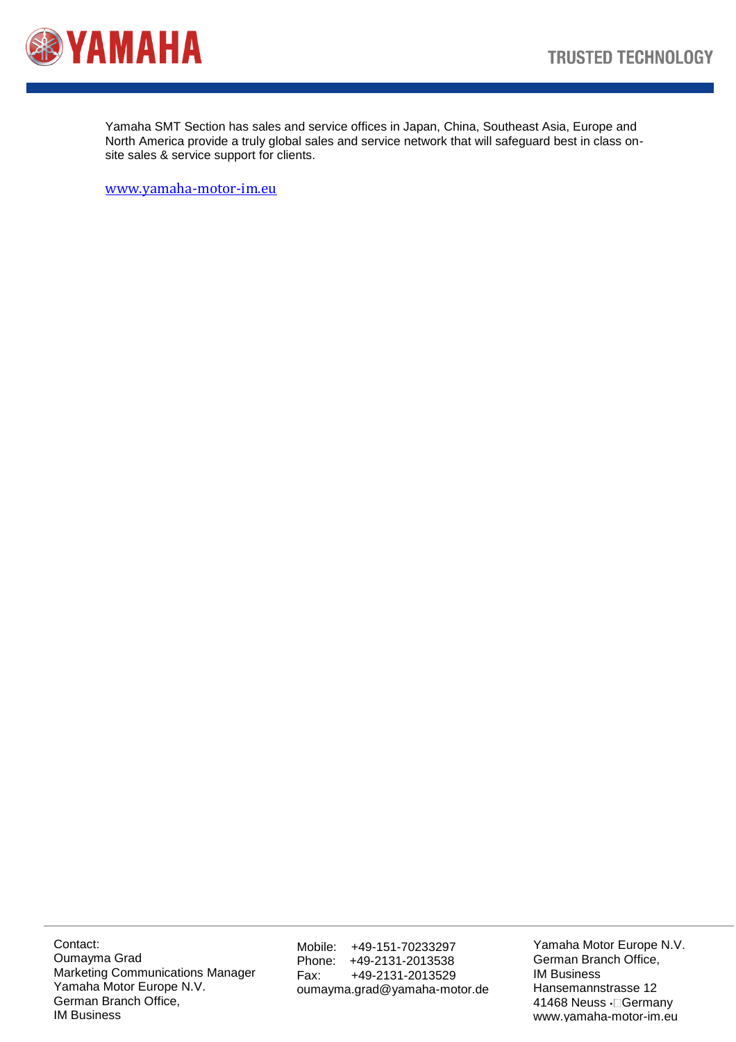Yamaha SMT Section has sales and service offices in Japan, China, Southeast Asia, Europe and North America provide a truly global sales and service network that will safeguard best in class on-site sales & service support for clients.

[www.yamaha-motor-im.eu](http://www.yamaha-motor-im.eu)

Contact:
Oumayma Grad
Marketing Communications Manager
Yamaha Motor Europe N.V.
German Branch Office,
IM Business

Mobile: +49-151-70233297
Phone: +49-2131-2013538
Fax: +49-2131-2013529
oumayma.grad@yamaha-motor.de

Yamaha Motor Europe N.V.
German Branch Office,
IM Business
Hansemannstrasse 12
41468 Neuss · Germany
www.yamaha-motor-im.eu